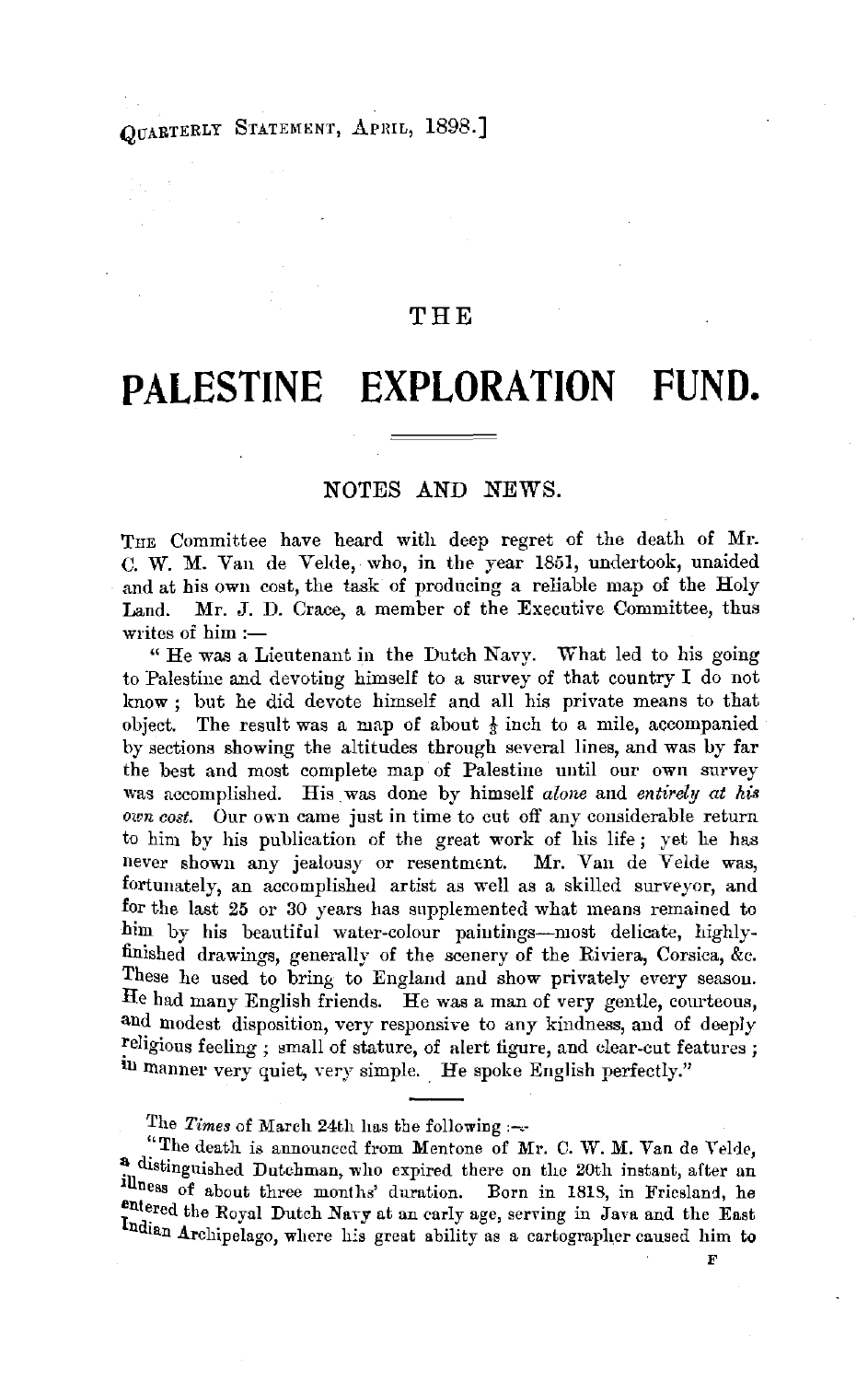# THE

# PALESTINE EXPLORATION FUND.

## NOTES AND NEWS.

THE Committee have heard with deep regret of the death of Mr. C. W. M. Van de Velde, who, in the year 1851, undertook, unaided and at his own cost, the task of producing a reliable map of the Holy Land. Mr. J. D. Crace, a member of the Executive Committee, thus writes of him :—

"He was a Lieutenant in the Dutch Navy. What led to his going to Palestine and devoting himself to a survey of that country I do not know; but he did devote himself and all his private means to that object. The result was a map of about ½ inch to a mile, accompanied by sections showing the altitudes through several lines, and was by far the best and most complete map of Palestine until our own survey was accomplished. His was done by himself *alone* and *entirely at his own cost*. Our own came just in time to cut off any considerable return to him by his publication of the great work of his life; yet he has never shown any jealousy or resentment. Mr. Van de Velde was, fortunately, an accomplished artist as well as a skilled surveyor, and for the last 25 or 30 years has supplemented what means remained to him by his beautiful water-colour paintings—most delicate, highly-finished drawings, generally of the scenery of the Riviera, Corsica, &c. These he used to bring to England and show privately every season. He had many English friends. He was a man of very gentle, courteous, and modest disposition, very responsive to any kindness, and of deeply religious feeling; small of stature, of alert figure, and clear-cut features; in manner very quiet, very simple. He spoke English perfectly."

---

The *Times* of March 24th has the following :—

"The death is announced from Mentone of Mr. C. W. M. Van de Velde, a distinguished Dutchman, who expired there on the 20th instant, after an illness of about three months' duration. Born in 1818, in Friesland, he entered the Royal Dutch Navy at an early age, serving in Java and the East Indian Archipelago, where his great ability as a cartographer caused him to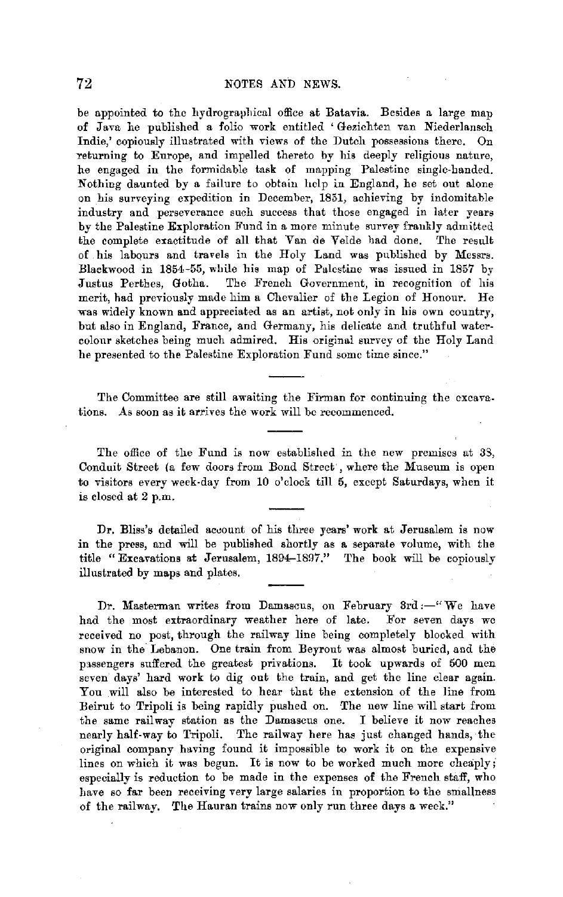be appointed to the hydrographical office at Batavia. Besides a large map of Java he published a folio work entitled 'Gezichten van Niederlansch Indie,' copiously illustrated with views of the Dutch possessions there. On returning to Europe, and impelled thereto by his deeply religious nature, he engaged in the formidable task of mapping Palestine single-handed. Nothing daunted by a failure to obtain help in England, he set out alone on his surveying expedition in December, 1851, achieving by indomitable industry and perseverance such success that those engaged in later years by the Palestine Exploration Fund in a more minute survey frankly admitted the complete exactitude of all that Van de Velde had done. The result of his labours and travels in the Holy Land was published by Messrs. Blackwood in 1854-55, while his map of Palestine was issued in 1857 by Justus Perthes, Gotha. The French Government, in recognition of his merit, had previously made him a Chevalier of the Legion of Honour. He was widely known and appreciated as an artist, not only in his own country, but also in England, France, and Germany, his delicate and truthful water-colour sketches being much admired. His original survey of the Holy Land he presented to the Palestine Exploration Fund some time since."

---

The Committee are still awaiting the Firman for continuing the excavations. As soon as it arrives the work will be recommenced.

---

The office of the Fund is now established in the new premises at 38, Conduit Street (a few doors from Bond Street), where the Museum is open to visitors every week-day from 10 o'clock till 5, except Saturdays, when it is closed at 2 p.m.

---

Dr. Bliss's detailed account of his three years' work at Jerusalem is now in the press, and will be published shortly as a separate volume, with the title "Excavations at Jerusalem, 1894–1897." The book will be copiously illustrated by maps and plates.

---

Dr. Masterman writes from Damascus, on February 3rd:—"We have had the most extraordinary weather here of late. For seven days we received no post, through the railway line being completely blocked with snow in the Lebanon. One train from Beyrout was almost buried, and the passengers suffered the greatest privations. It took upwards of 500 men seven days' hard work to dig out the train, and get the line clear again. You will also be interested to hear that the extension of the line from Beirut to Tripoli is being rapidly pushed on. The new line will start from the same railway station as the Damascus one. I believe it now reaches nearly half-way to Tripoli. The railway here has just changed hands, the original company having found it impossible to work it on the expensive lines on which it was begun. It is now to be worked much more cheaply; especially is reduction to be made in the expenses of the French staff, who have so far been receiving very large salaries in proportion to the smallness of the railway. The Hauran trains now only run three days a week."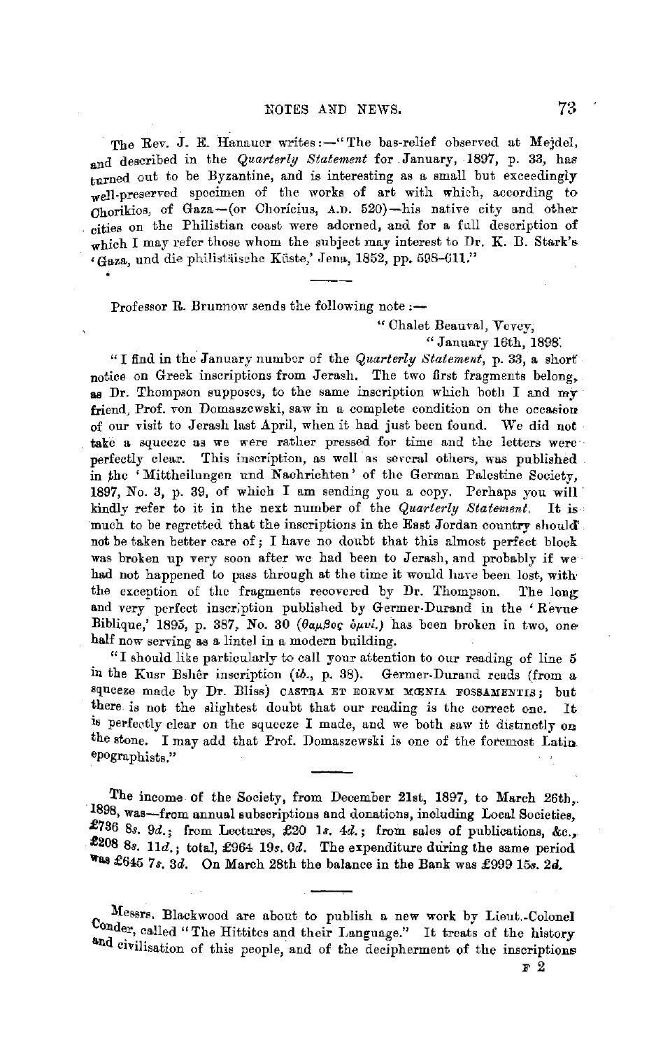The Rev. J. E. Hanauer writes:—"The bas-relief observed at Mejdel, and described in the *Quarterly Statement* for January, 1897, p. 33, has turned out to be Byzantine, and is interesting as a small but exceedingly well-preserved specimen of the works of art with which, according to Chorikios, of Gaza—(or Choricius, A.D. 520)—his native city and other cities on the Philistian coast were adorned, and for a full description of which I may refer those whom the subject may interest to Dr. K. B. Stark's 'Gaza, und die philistäische Küste,' Jena, 1852, pp. 598–611."

---

Professor R. Brunnow sends the following note:—

"Chalet Beauval, Vevey,
"January 16th, 1898.

"I find in the January number of the *Quarterly Statement*, p. 33, a short notice on Greek inscriptions from Jerash. The two first fragments belong, as Dr. Thompson supposes, to the same inscription which both I and my friend, Prof. von Domaszewski, saw in a complete condition on the occasion of our visit to Jerash last April, when it had just been found. We did not take a squeeze as we were rather pressed for time and the letters were perfectly clear. This inscription, as well as several others, was published in the 'Mittheilungen und Nachrichten' of the German Palestine Society, 1897, No. 3, p. 39, of which I am sending you a copy. Perhaps you will kindly refer to it in the next number of the *Quarterly Statement*. It is much to be regretted that the inscriptions in the East Jordan country should not be taken better care of; I have no doubt that this almost perfect block was broken up very soon after we had been to Jerash, and probably if we had not happened to pass through at the time it would have been lost, with the exception of the fragments recovered by Dr. Thompson. The long and very perfect inscription published by Germer-Durand in the 'Revue Biblique,' 1895, p. 387, No. 30 (θαμβος ὀμοί.) has been broken in two, one half now serving as a lintel in a modern building.

"I should like particularly to call your attention to our reading of line 5 in the Kusr Bshêr inscription (*ib.*, p. 38). Germer-Durand reads (from a squeeze made by Dr. Bliss) CASTRA ET EORVM MŒNIA FOSSAMENTIS; but there is not the slightest doubt that our reading is the correct one. It is perfectly clear on the squeeze I made, and we both saw it distinctly on the stone. I may add that Prof. Domaszewski is one of the foremost Latin epographists."

---

The income of the Society, from December 21st, 1897, to March 26th, 1898, was—from annual subscriptions and donations, including Local Societies, £736 8*s.* 9*d.*; from Lectures, £20 1*s.* 4*d.*; from sales of publications, &c., £208 8*s.* 11*d.*; total, £964 19*s.* 0*d.* The expenditure during the same period was £645 7*s.* 3*d.* On March 28th the balance in the Bank was £999 15*s.* 2*d.*

---

Messrs. Blackwood are about to publish a new work by Lieut.-Colonel Conder, called "The Hittites and their Language." It treats of the history and civilisation of this people, and of the decipherment of the inscriptions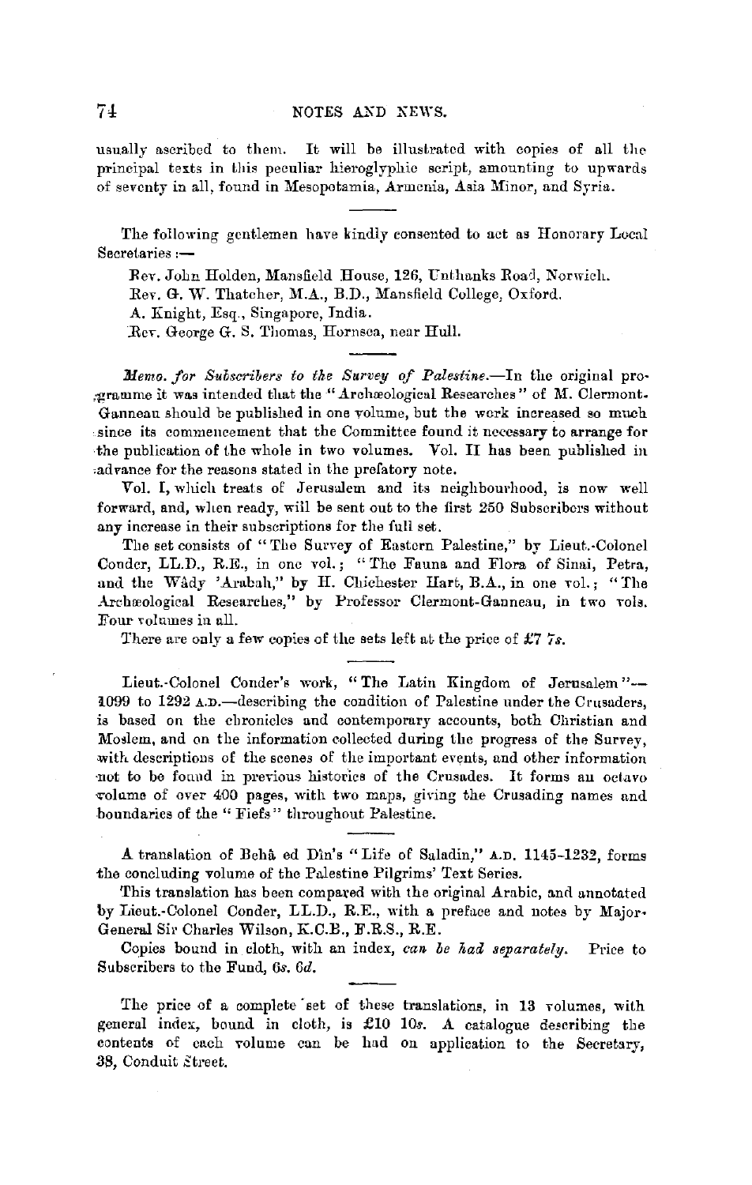usually ascribed to them. It will be illustrated with copies of all the principal texts in this peculiar hieroglyphic script, amounting to upwards of seventy in all, found in Mesopotamia, Armenia, Asia Minor, and Syria.

---

The following gentlemen have kindly consented to act as Honorary Local Secretaries :—

Rev. John Holden, Mansfield House, 126, Unthanks Road, Norwich.
Rev. G. W. Thatcher, M.A., B.D., Mansfield College, Oxford.
A. Knight, Esq., Singapore, India.
Rev. George G. S. Thomas, Hornsea, near Hull.

---

*Memo. for Subscribers to the Survey of Palestine.*—In the original programme it was intended that the "Archæological Researches" of M. Clermont-Ganneau should be published in one volume, but the work increased so much since its commencement that the Committee found it necessary to arrange for the publication of the whole in two volumes. Vol. II has been published in advance for the reasons stated in the prefatory note.

Vol. I, which treats of Jerusalem and its neighbourhood, is now well forward, and, when ready, will be sent out to the first 250 Subscribers without any increase in their subscriptions for the full set.

The set consists of "The Survey of Eastern Palestine," by Lieut.-Colonel Conder, LL.D., R.E., in one vol.; "The Fauna and Flora of Sinai, Petra, and the Wâdy 'Arabah," by H. Chichester Hart, B.A., in one vol.; "The Archæological Researches," by Professor Clermont-Ganneau, in two vols. Four volumes in all.

There are only a few copies of the sets left at the price of £7 7*s*.

---

Lieut.-Colonel Conder's work, "The Latin Kingdom of Jerusalem"—1099 to 1292 A.D.—describing the condition of Palestine under the Crusaders, is based on the chronicles and contemporary accounts, both Christian and Moslem, and on the information collected during the progress of the Survey, with descriptions of the scenes of the important events, and other information not to be found in previous histories of the Crusades. It forms an octavo volume of over 400 pages, with two maps, giving the Crusading names and boundaries of the "Fiefs" throughout Palestine.

---

A translation of Behâ ed Dîn's "Life of Saladin," A.D. 1145-1232, forms the concluding volume of the Palestine Pilgrims' Text Series.

This translation has been compared with the original Arabic, and annotated by Lieut.-Colonel Conder, LL.D., R.E., with a preface and notes by Major-General Sir Charles Wilson, K.C.B., F.R.S., R.E.

Copies bound in cloth, with an index, *can be had separately*. Price to Subscribers to the Fund, 6*s*. 6*d*.

---

The price of a complete set of these translations, in 13 volumes, with general index, bound in cloth, is £10 10*s*. A catalogue describing the contents of each volume can be had on application to the Secretary, 38, Conduit Street.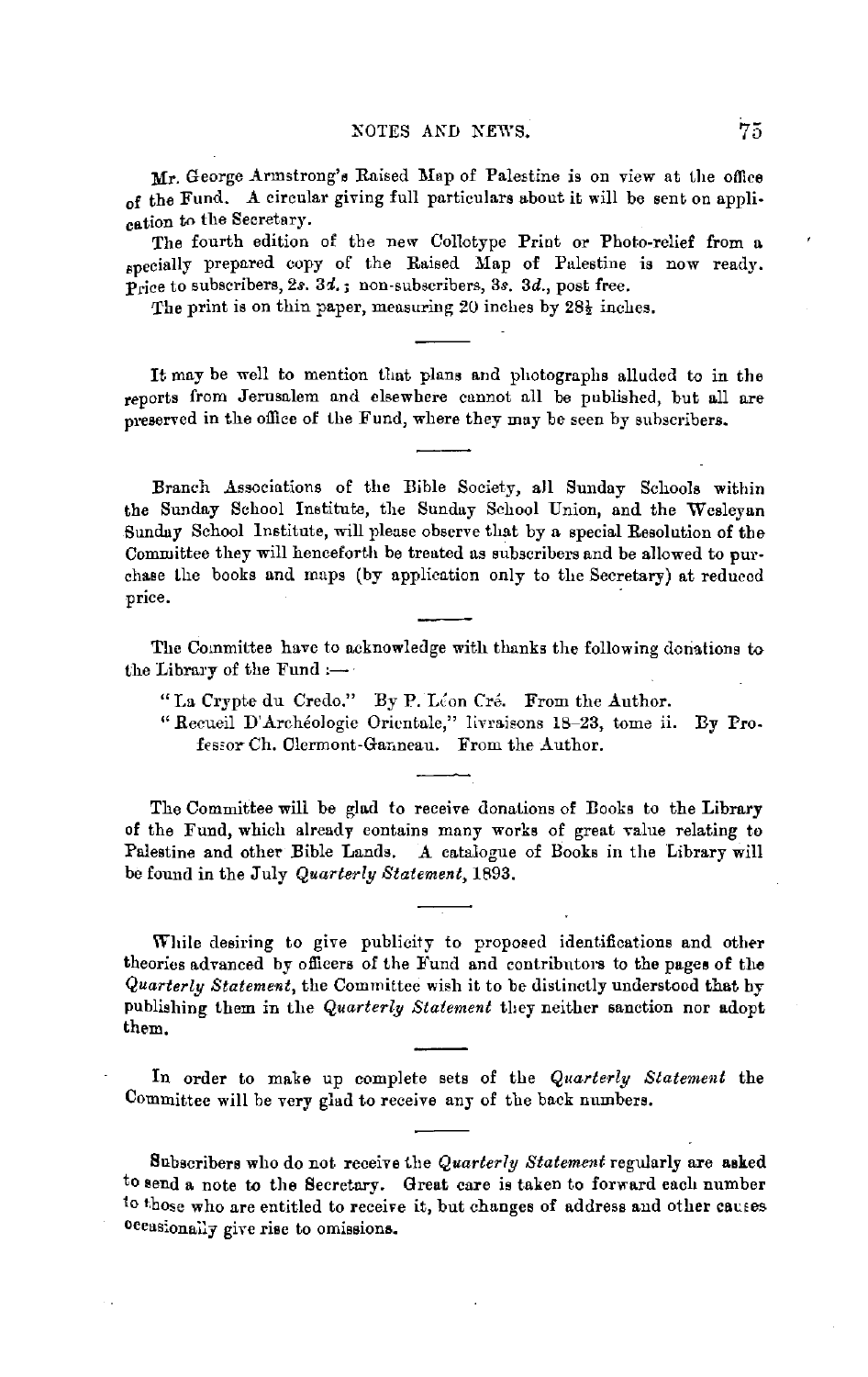Mr. George Armstrong's Raised Map of Palestine is on view at the office of the Fund. A circular giving full particulars about it will be sent on application to the Secretary.

The fourth edition of the new Collotype Print or Photo-relief from a specially prepared copy of the Raised Map of Palestine is now ready. Price to subscribers, 2*s.* 3*d.*; non-subscribers, 3*s.* 3*d.*, post free.

The print is on thin paper, measuring 20 inches by 28½ inches.

---

It may be well to mention that plans and photographs alluded to in the reports from Jerusalem and elsewhere cannot all be published, but all are preserved in the office of the Fund, where they may be seen by subscribers.

---

Branch Associations of the Bible Society, all Sunday Schools within the Sunday School Institute, the Sunday School Union, and the Wesleyan Sunday School Institute, will please observe that by a special Resolution of the Committee they will henceforth be treated as subscribers and be allowed to purchase the books and maps (by application only to the Secretary) at reduced price.

---

The Committee have to acknowledge with thanks the following donations to the Library of the Fund :—

"La Crypte du Credo." By P. Léon Cré. From the Author.

"Recueil D'Archéologie Orientale," livraisons 18–23, tome ii. By Professor Ch. Clermont-Ganneau. From the Author.

---

The Committee will be glad to receive donations of Books to the Library of the Fund, which already contains many works of great value relating to Palestine and other Bible Lands. A catalogue of Books in the Library will be found in the July *Quarterly Statement*, 1893.

---

While desiring to give publicity to proposed identifications and other theories advanced by officers of the Fund and contributors to the pages of the *Quarterly Statement*, the Committee wish it to be distinctly understood that by publishing them in the *Quarterly Statement* they neither sanction nor adopt them.

---

In order to make up complete sets of the *Quarterly Statement* the Committee will be very glad to receive any of the back numbers.

---

Subscribers who do not receive the *Quarterly Statement* regularly are asked to send a note to the Secretary. Great care is taken to forward each number to those who are entitled to receive it, but changes of address and other causes occasionally give rise to omissions.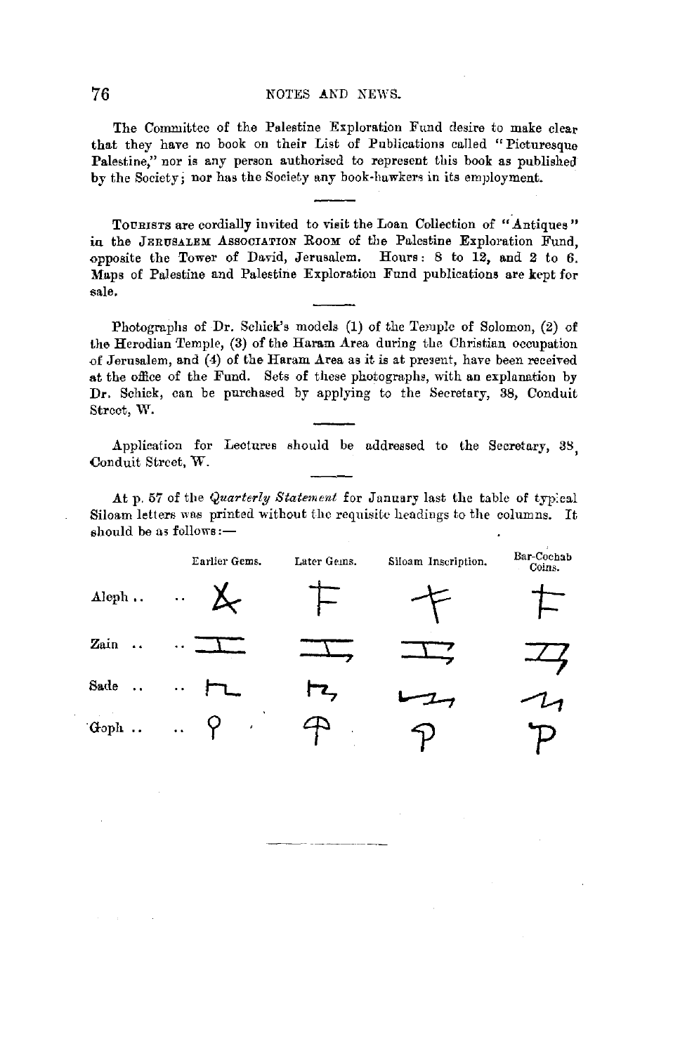The Committee of the Palestine Exploration Fund desire to make clear that they have no book on their List of Publications called "Picturesque Palestine," nor is any person authorised to represent this book as published by the Society; nor has the Society any book-hawkers in its employment.

---

TOURISTS are cordially invited to visit the Loan Collection of "Antiques" in the JERUSALEM ASSOCIATION ROOM of the Palestine Exploration Fund, opposite the Tower of David, Jerusalem. Hours: 8 to 12, and 2 to 6. Maps of Palestine and Palestine Exploration Fund publications are kept for sale.

---

Photographs of Dr. Schick's models (1) of the Temple of Solomon, (2) of the Herodian Temple, (3) of the Haram Area during the Christian occupation of Jerusalem, and (4) of the Haram Area as it is at present, have been received at the office of the Fund. Sets of these photographs, with an explanation by Dr. Schick, can be purchased by applying to the Secretary, 38, Conduit Street, W.

---

Application for Lectures should be addressed to the Secretary, 38, Conduit Street, W.

---

At p. 57 of the *Quarterly Statement* for January last the table of typical Siloam letters was printed without the requisite headings to the columns. It should be as follows:—

| | Earlier Gems. | Later Gems. | Siloam Inscription. | Bar-Cochab Coins. |
|---|---|---|---|---|
| Aleph .. .. | | | | |
| Zain .. .. | | | | |
| Sade .. .. | | | | |
| Qoph .. .. | | | | |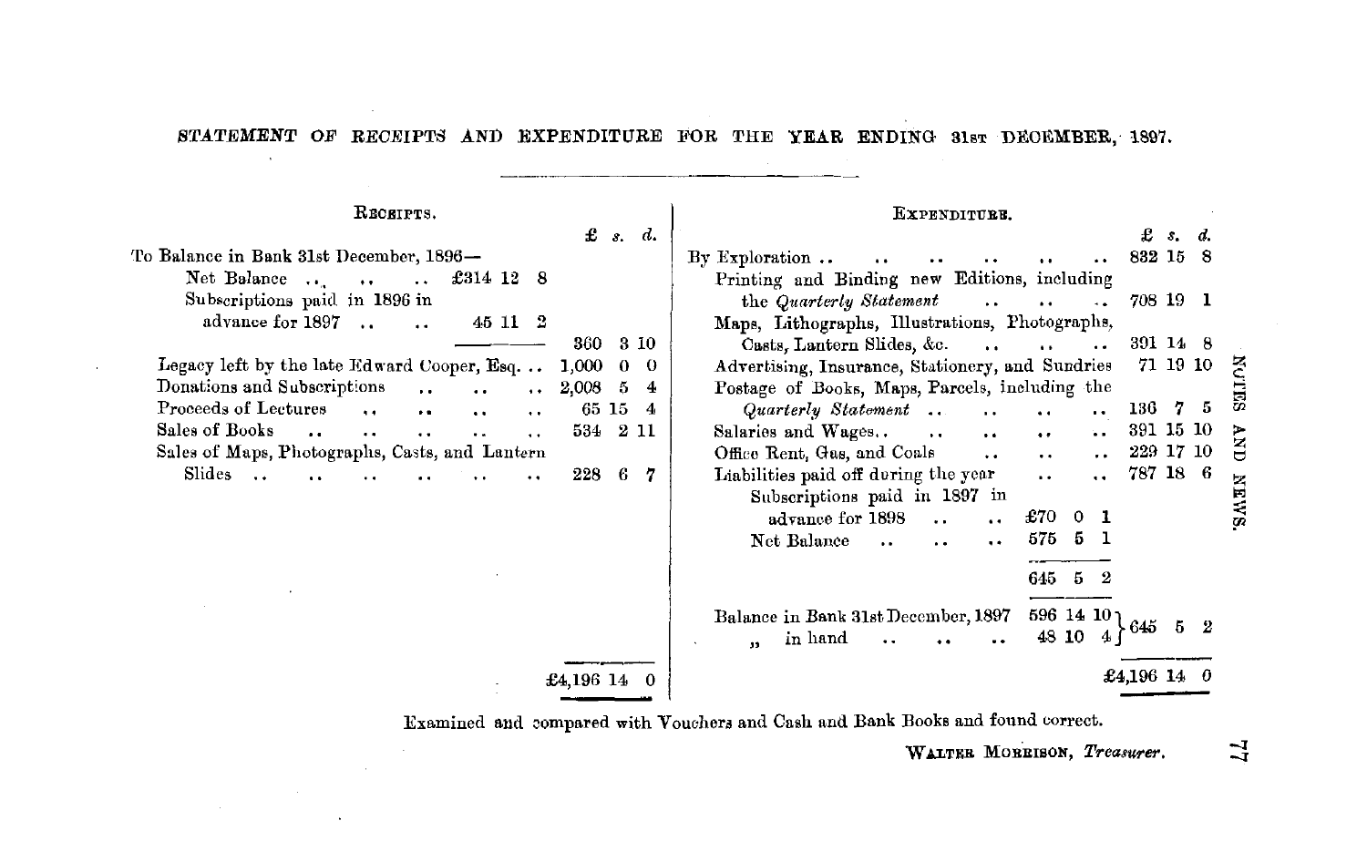STATEMENT OF RECEIPTS AND EXPENDITURE FOR THE YEAR ENDING 31ST DECEMBER, 1897.

| RECEIPTS. | | £ s. d. |
|---|---|---|
| To Balance in Bank 31st December, 1896— | | |
| Net Balance .. .. .. | £314 12 8 | |
| Subscriptions paid in 1896 in advance for 1897 .. .. | 45 11 2 | |
| | | 360 3 10 |
| Legacy left by the late Edward Cooper, Esq. .. | | 1,000 0 0 |
| Donations and Subscriptions .. .. .. | | 2,008 5 4 |
| Proceeds of Lectures .. .. .. .. | | 65 15 4 |
| Sales of Books .. .. .. .. .. | | 534 2 11 |
| Sales of Maps, Photographs, Casts, and Lantern Slides .. .. .. .. .. .. | | 228 6 7 |
| | | £4,196 14 0 |

| EXPENDITURE. | | £ s. d. |
|---|---|---|
| By Exploration .. .. .. .. .. .. | | 832 15 8 |
| Printing and Binding new Editions, including the *Quarterly Statement* .. .. .. | | 708 19 1 |
| Maps, Lithographs, Illustrations, Photographs, Casts, Lantern Slides, &c. .. .. .. | | 391 14 8 |
| Advertising, Insurance, Stationery, and Sundries | | 71 19 10 |
| Postage of Books, Maps, Parcels, including the *Quarterly Statement* .. .. .. .. | | 136 7 5 |
| Salaries and Wages.. .. .. .. .. | | 391 15 10 |
| Office Rent, Gas, and Coals .. .. .. | | 229 17 10 |
| Liabilities paid off during the year .. .. | | 787 18 6 |
| Subscriptions paid in 1897 in advance for 1898 .. .. | £70 0 1 | |
| Net Balance .. .. .. | 575 5 1 | |
| | 645 5 2 | |
| Balance in Bank 31st December, 1897 | 596 14 10 | |
| ,, in hand .. .. .. | 48 10 4 | 645 5 2 |
| | | £4,196 14 0 |

Examined and compared with Vouchers and Cash and Bank Books and found correct.

WALTER MORRISON, *Treasurer*.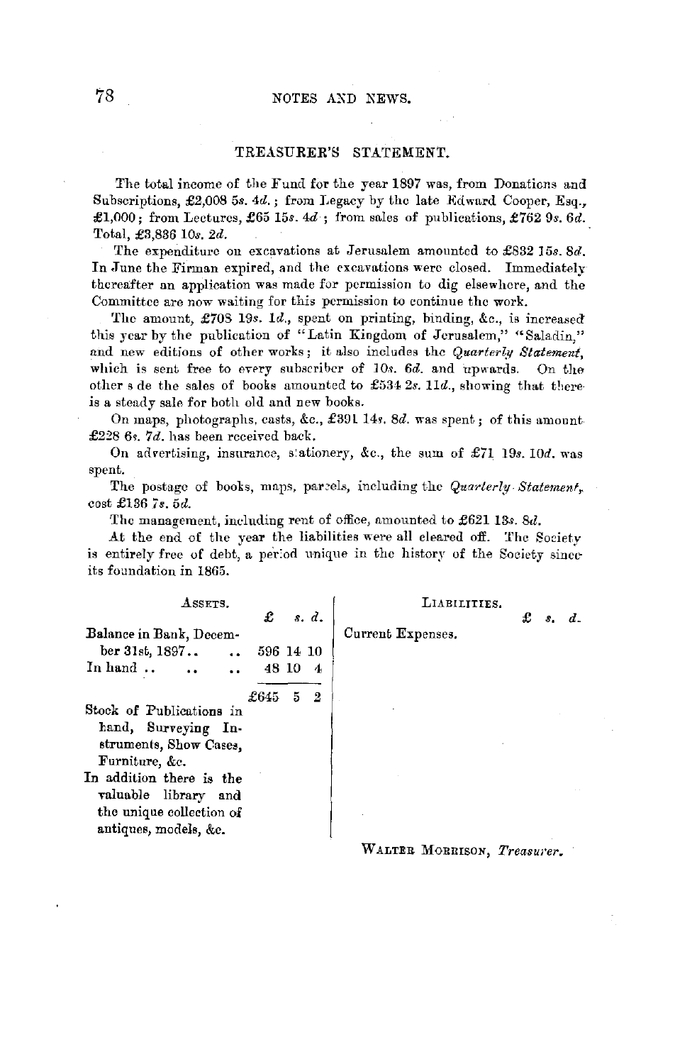## TREASURER'S STATEMENT.

The total income of the Fund for the year 1897 was, from Donations and Subscriptions, £2,008 5*s.* 4*d.*; from Legacy by the late Edward Cooper, Esq., £1,000; from Lectures, £65 15*s.* 4*d*; from sales of publications, £762 9*s.* 6*d.* Total, £3,836 10*s.* 2*d.*

The expenditure on excavations at Jerusalem amounted to £832 15*s.* 8*d.* In June the Firman expired, and the excavations were closed. Immediately thereafter an application was made for permission to dig elsewhere, and the Committee are now waiting for this permission to continue the work.

The amount, £708 19*s.* 1*d.*, spent on printing, binding, &c., is increased this year by the publication of "Latin Kingdom of Jerusalem," "Saladin," and new editions of other works; it also includes the *Quarterly Statement*, which is sent free to every subscriber of 10*s.* 6*d.* and upwards. On the other s de the sales of books amounted to £534 2*s.* 11*d.*, showing that there is a steady sale for both old and new books.

On maps, photographs, casts, &c., £391 14*s.* 8*d.* was spent; of this amount £228 6*s.* 7*d.* has been received back.

On advertising, insurance, stationery, &c., the sum of £71 19*s.* 10*d.* was spent.

The postage of books, maps, parcels, including the *Quarterly Statement*, cost £136 7*s.* 5*d.*

The management, including rent of office, amounted to £621 13*s.* 8*d.*

At the end of the year the liabilities were all cleared off. The Society is entirely free of debt, a period unique in the history of the Society since its foundation in 1865.

| ASSETS. | £ | *s.* | *d.* | LIABILITIES. | £ | *s.* | *d.* |
|---|---|---|---|---|---|---|---|
| Balance in Bank, December 31st, 1897.. .. | 596 | 14 | 10 | Current Expenses. | | | |
| In hand .. .. .. | 48 | 10 | 4 | | | | |
| | £645 | 5 | 2 | | | | |
| Stock of Publications in hand, Surveying Instruments, Show Cases, Furniture, &c. | | | | | | | |
| In addition there is the valuable library and the unique collection of antiques, models, &c. | | | | | | | |

WALTER MORRISON, *Treasurer.*